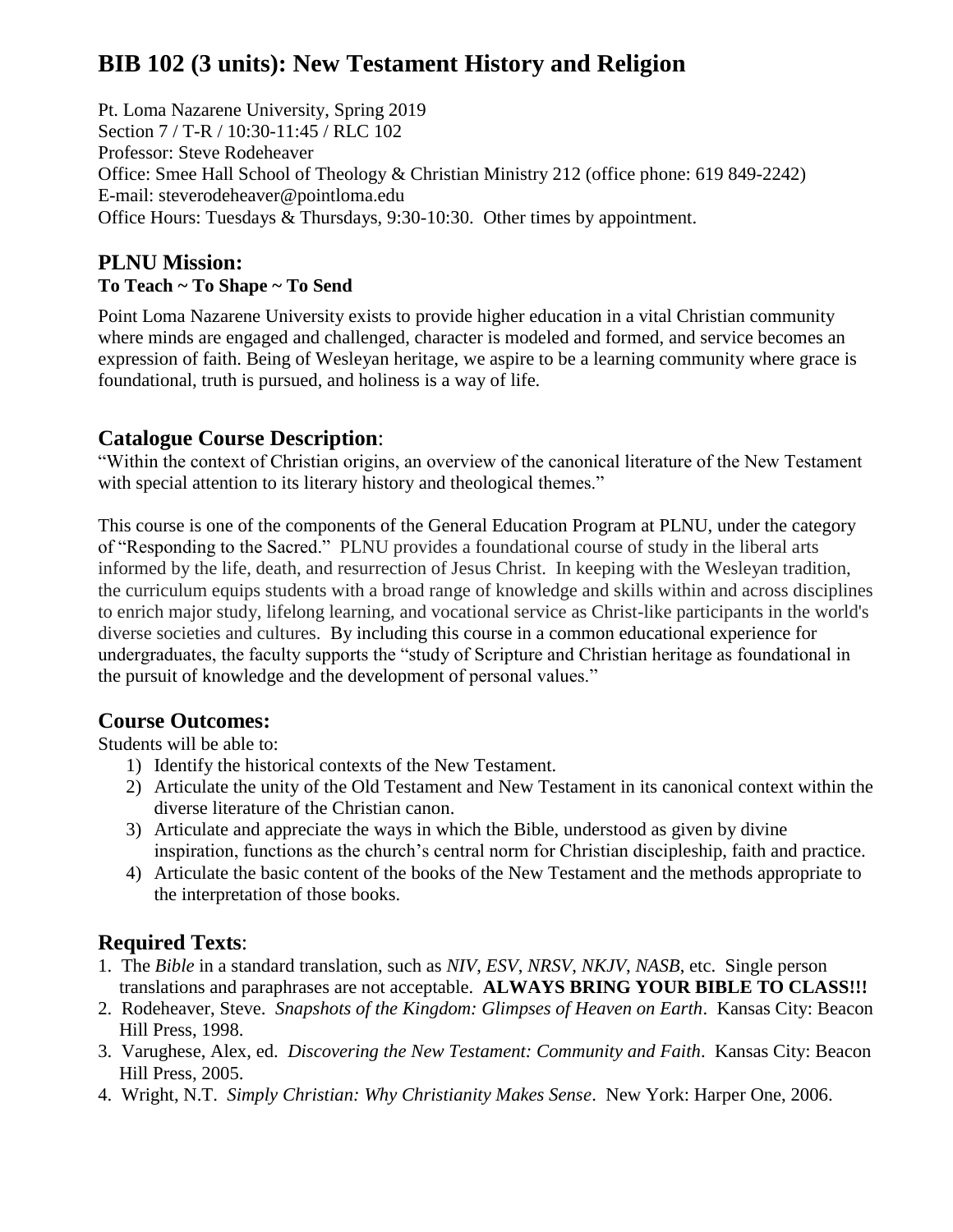# BIB 102 (3 units): New Testament History and Religion

Pt. Loma Nazarene University, Spring 2019
Section 7 / T-R / 10:30-11:45 / RLC 102
Professor: Steve Rodeheaver
Office: Smee Hall School of Theology & Christian Ministry 212 (office phone: 619 849-2242)
E-mail: steverodeheaver@pointloma.edu
Office Hours: Tuesdays & Thursdays, 9:30-10:30. Other times by appointment.

## PLNU Mission:

**To Teach ~ To Shape ~ To Send**

Point Loma Nazarene University exists to provide higher education in a vital Christian community where minds are engaged and challenged, character is modeled and formed, and service becomes an expression of faith. Being of Wesleyan heritage, we aspire to be a learning community where grace is foundational, truth is pursued, and holiness is a way of life.

## Catalogue Course Description:

"Within the context of Christian origins, an overview of the canonical literature of the New Testament with special attention to its literary history and theological themes."

This course is one of the components of the General Education Program at PLNU, under the category of "Responding to the Sacred." PLNU provides a foundational course of study in the liberal arts informed by the life, death, and resurrection of Jesus Christ. In keeping with the Wesleyan tradition, the curriculum equips students with a broad range of knowledge and skills within and across disciplines to enrich major study, lifelong learning, and vocational service as Christ-like participants in the world's diverse societies and cultures. By including this course in a common educational experience for undergraduates, the faculty supports the "study of Scripture and Christian heritage as foundational in the pursuit of knowledge and the development of personal values."

## Course Outcomes:

Students will be able to:

1) Identify the historical contexts of the New Testament.
2) Articulate the unity of the Old Testament and New Testament in its canonical context within the diverse literature of the Christian canon.
3) Articulate and appreciate the ways in which the Bible, understood as given by divine inspiration, functions as the church's central norm for Christian discipleship, faith and practice.
4) Articulate the basic content of the books of the New Testament and the methods appropriate to the interpretation of those books.

## Required Texts:

1. The *Bible* in a standard translation, such as *NIV*, *ESV*, *NRSV*, *NKJV*, *NASB*, etc. Single person translations and paraphrases are not acceptable. **ALWAYS BRING YOUR BIBLE TO CLASS!!!**
2. Rodeheaver, Steve. *Snapshots of the Kingdom: Glimpses of Heaven on Earth*. Kansas City: Beacon Hill Press, 1998.
3. Varughese, Alex, ed. *Discovering the New Testament: Community and Faith*. Kansas City: Beacon Hill Press, 2005.
4. Wright, N.T. *Simply Christian: Why Christianity Makes Sense*. New York: Harper One, 2006.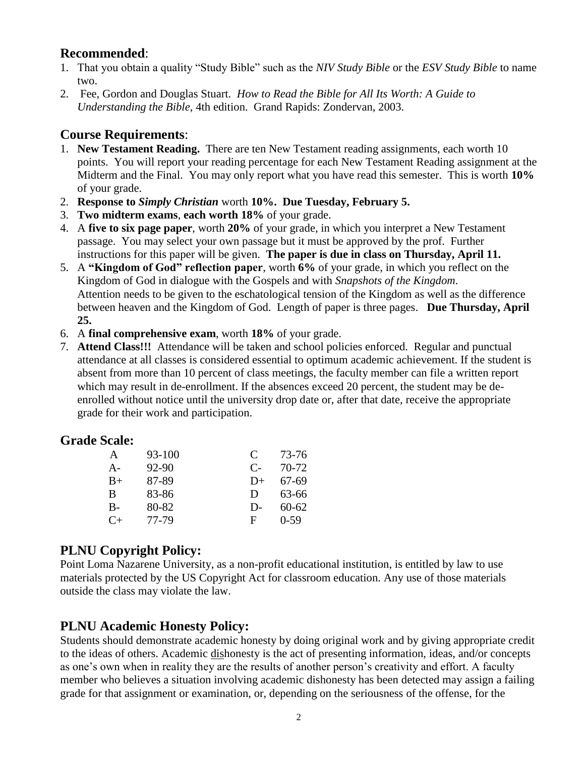## Recommended:

1. That you obtain a quality "Study Bible" such as the *NIV Study Bible* or the *ESV Study Bible* to name two.
2. Fee, Gordon and Douglas Stuart. *How to Read the Bible for All Its Worth: A Guide to Understanding the Bible*, 4th edition. Grand Rapids: Zondervan, 2003.

## Course Requirements:

1. **New Testament Reading.** There are ten New Testament reading assignments, each worth 10 points. You will report your reading percentage for each New Testament Reading assignment at the Midterm and the Final. You may only report what you have read this semester. This is worth **10%** of your grade.
2. **Response to *Simply Christian*** worth **10%. Due Tuesday, February 5.**
3. **Two midterm exams**, **each worth 18%** of your grade.
4. A **five to six page paper**, worth **20%** of your grade, in which you interpret a New Testament passage. You may select your own passage but it must be approved by the prof. Further instructions for this paper will be given. **The paper is due in class on Thursday, April 11.**
5. A **"Kingdom of God" reflection paper**, worth **6%** of your grade, in which you reflect on the Kingdom of God in dialogue with the Gospels and with *Snapshots of the Kingdom*. Attention needs to be given to the eschatological tension of the Kingdom as well as the difference between heaven and the Kingdom of God. Length of paper is three pages. **Due Thursday, April 25.**
6. A **final comprehensive exam**, worth **18%** of your grade.
7. **Attend Class!!!** Attendance will be taken and school policies enforced. Regular and punctual attendance at all classes is considered essential to optimum academic achievement. If the student is absent from more than 10 percent of class meetings, the faculty member can file a written report which may result in de-enrollment. If the absences exceed 20 percent, the student may be de-enrolled without notice until the university drop date or, after that date, receive the appropriate grade for their work and participation.

## Grade Scale:

| | | | |
|---|---|---|---|
| A | 93-100 | C | 73-76 |
| A- | 92-90 | C- | 70-72 |
| B+ | 87-89 | D+ | 67-69 |
| B | 83-86 | D | 63-66 |
| B- | 80-82 | D- | 60-62 |
| C+ | 77-79 | F | 0-59 |

## PLNU Copyright Policy:

Point Loma Nazarene University, as a non-profit educational institution, is entitled by law to use materials protected by the US Copyright Act for classroom education. Any use of those materials outside the class may violate the law.

## PLNU Academic Honesty Policy:

Students should demonstrate academic honesty by doing original work and by giving appropriate credit to the ideas of others. Academic dishonesty is the act of presenting information, ideas, and/or concepts as one's own when in reality they are the results of another person's creativity and effort. A faculty member who believes a situation involving academic dishonesty has been detected may assign a failing grade for that assignment or examination, or, depending on the seriousness of the offense, for the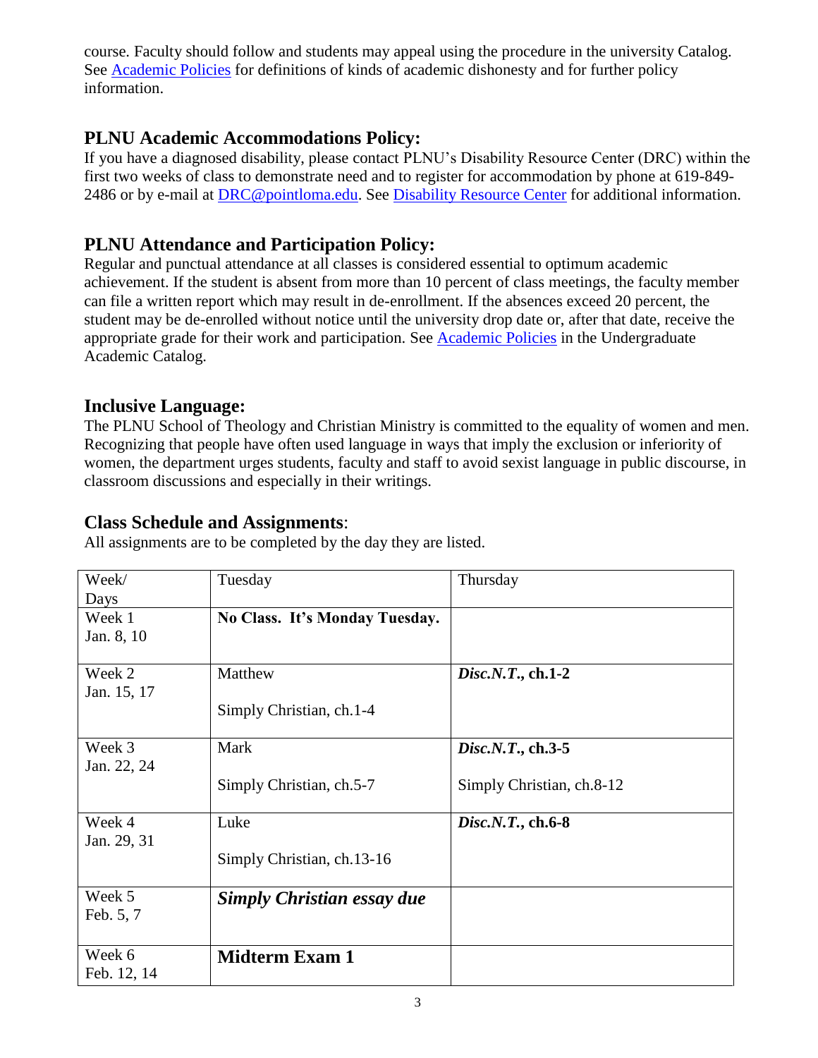course. Faculty should follow and students may appeal using the procedure in the university Catalog. See [Academic Policies](#) for definitions of kinds of academic dishonesty and for further policy information.

## PLNU Academic Accommodations Policy:

If you have a diagnosed disability, please contact PLNU's Disability Resource Center (DRC) within the first two weeks of class to demonstrate need and to register for accommodation by phone at 619-849-2486 or by e-mail at DRC@pointloma.edu. See [Disability Resource Center](#) for additional information.

## PLNU Attendance and Participation Policy:

Regular and punctual attendance at all classes is considered essential to optimum academic achievement. If the student is absent from more than 10 percent of class meetings, the faculty member can file a written report which may result in de-enrollment. If the absences exceed 20 percent, the student may be de-enrolled without notice until the university drop date or, after that date, receive the appropriate grade for their work and participation. See [Academic Policies](#) in the Undergraduate Academic Catalog.

## Inclusive Language:

The PLNU School of Theology and Christian Ministry is committed to the equality of women and men. Recognizing that people have often used language in ways that imply the exclusion or inferiority of women, the department urges students, faculty and staff to avoid sexist language in public discourse, in classroom discussions and especially in their writings.

## Class Schedule and Assignments:

All assignments are to be completed by the day they are listed.

| Week/ Days | Tuesday | Thursday |
|---|---|---|
| Week 1 Jan. 8, 10 | **No Class. It's Monday Tuesday.** | |
| Week 2 Jan. 15, 17 | Matthew<br><br>Simply Christian, ch.1-4 | ***Disc.N.T.*, ch.1-2** |
| Week 3 Jan. 22, 24 | Mark<br><br>Simply Christian, ch.5-7 | ***Disc.N.T.*, ch.3-5**<br><br>Simply Christian, ch.8-12 |
| Week 4 Jan. 29, 31 | Luke<br><br>Simply Christian, ch.13-16 | ***Disc.N.T.*, ch.6-8** |
| Week 5 Feb. 5, 7 | ***Simply Christian essay due*** | |
| Week 6 Feb. 12, 14 | **Midterm Exam 1** | |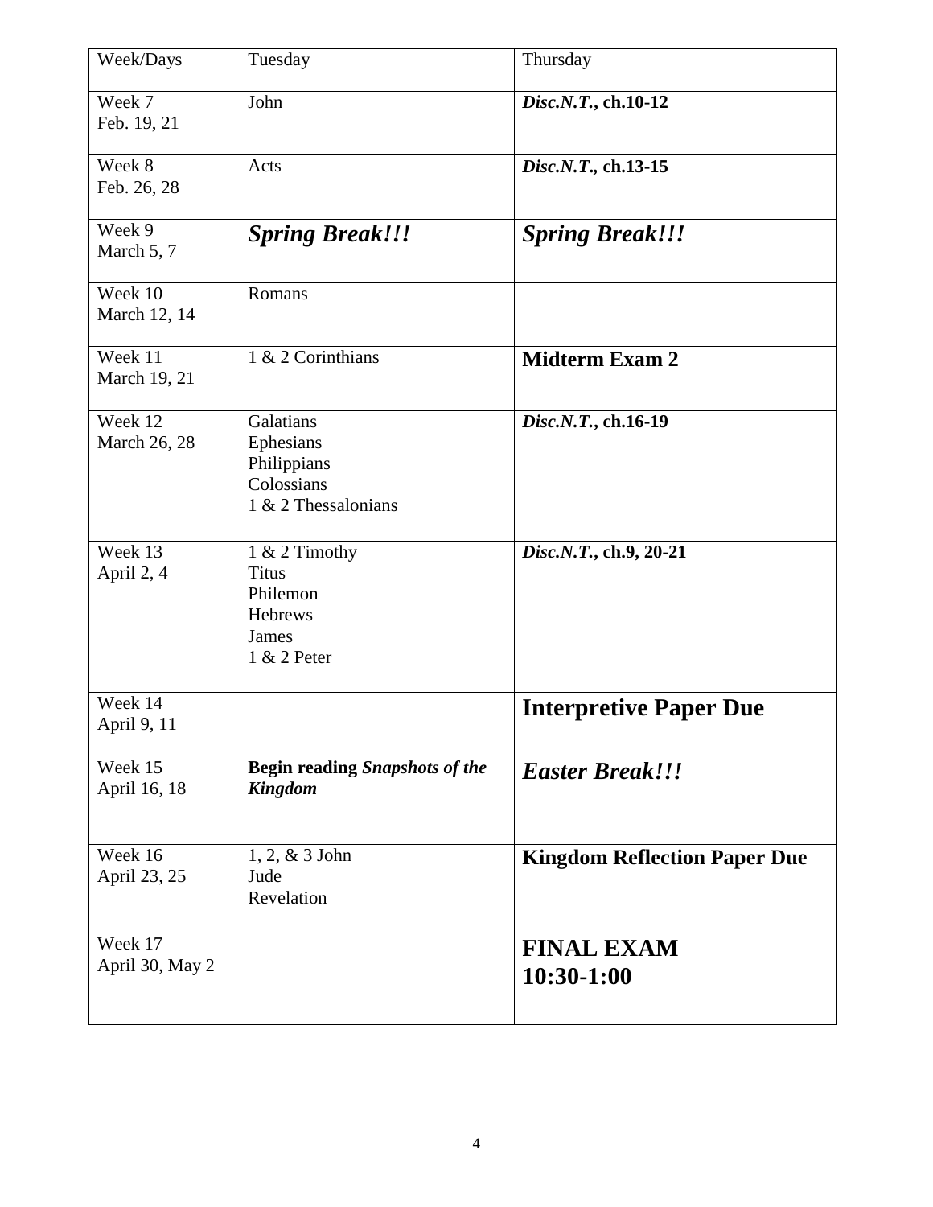| Week/Days | Tuesday | Thursday |
|---|---|---|
| Week 7<br>Feb. 19, 21 | John | ***Disc.N.T.*, ch.10-12** |
| Week 8<br>Feb. 26, 28 | Acts | ***Disc.N.T.*, ch.13-15** |
| Week 9<br>March 5, 7 | ***Spring Break!!!*** | ***Spring Break!!!*** |
| Week 10<br>March 12, 14 | Romans | |
| Week 11<br>March 19, 21 | 1 & 2 Corinthians | **Midterm Exam 2** |
| Week 12<br>March 26, 28 | Galatians<br>Ephesians<br>Philippians<br>Colossians<br>1 & 2 Thessalonians | ***Disc.N.T.*, ch.16-19** |
| Week 13<br>April 2, 4 | 1 & 2 Timothy<br>Titus<br>Philemon<br>Hebrews<br>James<br>1 & 2 Peter | ***Disc.N.T.*, ch.9, 20-21** |
| Week 14<br>April 9, 11 | | **Interpretive Paper Due** |
| Week 15<br>April 16, 18 | **Begin reading *Snapshots of the Kingdom*** | ***Easter Break!!!*** |
| Week 16<br>April 23, 25 | 1, 2, & 3 John<br>Jude<br>Revelation | **Kingdom Reflection Paper Due** |
| Week 17<br>April 30, May 2 | | **FINAL EXAM<br>10:30-1:00** |